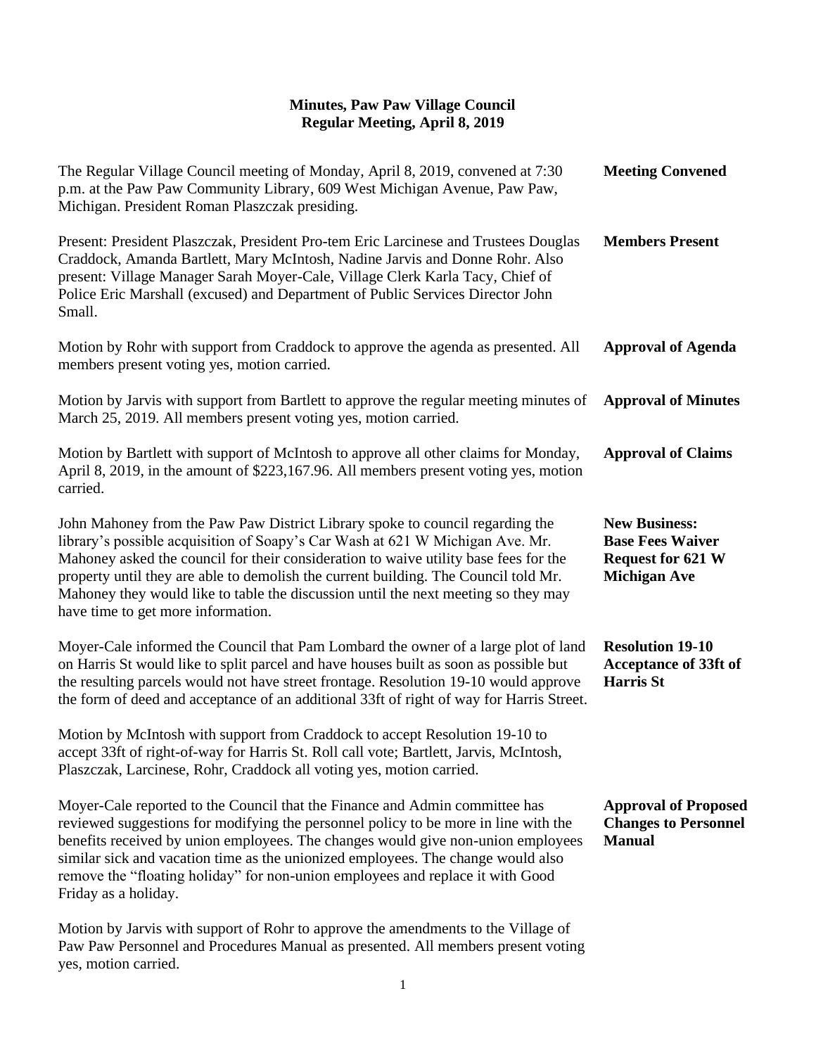# Minutes, Paw Paw Village Council
## Regular Meeting, April 8, 2019

**Meeting Convened**

The Regular Village Council meeting of Monday, April 8, 2019, convened at 7:30 p.m. at the Paw Paw Community Library, 609 West Michigan Avenue, Paw Paw, Michigan. President Roman Plaszczak presiding.

**Members Present**

Present: President Plaszczak, President Pro-tem Eric Larcinese and Trustees Douglas Craddock, Amanda Bartlett, Mary McIntosh, Nadine Jarvis and Donne Rohr. Also present: Village Manager Sarah Moyer-Cale, Village Clerk Karla Tacy, Chief of Police Eric Marshall (excused) and Department of Public Services Director John Small.

**Approval of Agenda**

Motion by Rohr with support from Craddock to approve the agenda as presented. All members present voting yes, motion carried.

**Approval of Minutes**

Motion by Jarvis with support from Bartlett to approve the regular meeting minutes of March 25, 2019. All members present voting yes, motion carried.

**Approval of Claims**

Motion by Bartlett with support of McIntosh to approve all other claims for Monday, April 8, 2019, in the amount of $223,167.96. All members present voting yes, motion carried.

**New Business: Base Fees Waiver Request for 621 W Michigan Ave**

John Mahoney from the Paw Paw District Library spoke to council regarding the library's possible acquisition of Soapy's Car Wash at 621 W Michigan Ave. Mr. Mahoney asked the council for their consideration to waive utility base fees for the property until they are able to demolish the current building. The Council told Mr. Mahoney they would like to table the discussion until the next meeting so they may have time to get more information.

**Resolution 19-10 Acceptance of 33ft of Harris St**

Moyer-Cale informed the Council that Pam Lombard the owner of a large plot of land on Harris St would like to split parcel and have houses built as soon as possible but the resulting parcels would not have street frontage. Resolution 19-10 would approve the form of deed and acceptance of an additional 33ft of right of way for Harris Street.

Motion by McIntosh with support from Craddock to accept Resolution 19-10 to accept 33ft of right-of-way for Harris St. Roll call vote; Bartlett, Jarvis, McIntosh, Plaszczak, Larcinese, Rohr, Craddock all voting yes, motion carried.

**Approval of Proposed Changes to Personnel Manual**

Moyer-Cale reported to the Council that the Finance and Admin committee has reviewed suggestions for modifying the personnel policy to be more in line with the benefits received by union employees. The changes would give non-union employees similar sick and vacation time as the unionized employees. The change would also remove the "floating holiday" for non-union employees and replace it with Good Friday as a holiday.

Motion by Jarvis with support of Rohr to approve the amendments to the Village of Paw Paw Personnel and Procedures Manual as presented. All members present voting yes, motion carried.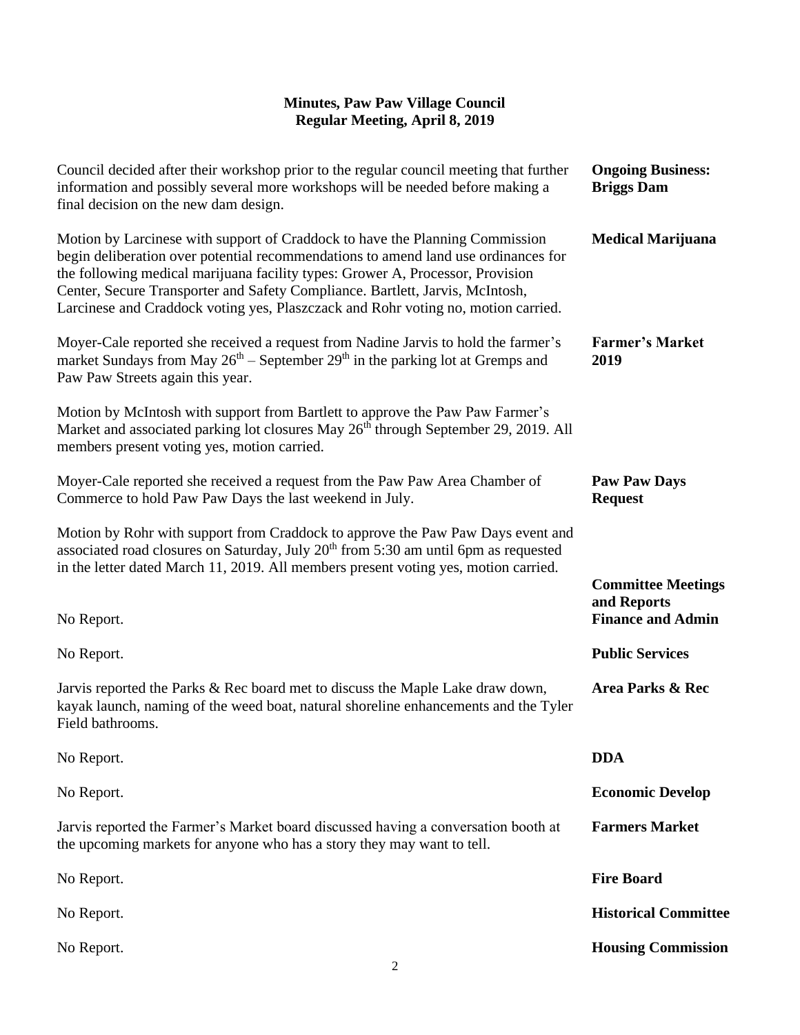# Minutes, Paw Paw Village Council
## Regular Meeting, April 8, 2019

**Ongoing Business: Briggs Dam**

Council decided after their workshop prior to the regular council meeting that further information and possibly several more workshops will be needed before making a final decision on the new dam design.

**Medical Marijuana**

Motion by Larcinese with support of Craddock to have the Planning Commission begin deliberation over potential recommendations to amend land use ordinances for the following medical marijuana facility types: Grower A, Processor, Provision Center, Secure Transporter and Safety Compliance. Bartlett, Jarvis, McIntosh, Larcinese and Craddock voting yes, Plaszczack and Rohr voting no, motion carried.

**Farmer's Market 2019**

Moyer-Cale reported she received a request from Nadine Jarvis to hold the farmer's market Sundays from May 26th – September 29th in the parking lot at Gremps and Paw Paw Streets again this year.

Motion by McIntosh with support from Bartlett to approve the Paw Paw Farmer's Market and associated parking lot closures May 26th through September 29, 2019. All members present voting yes, motion carried.

**Paw Paw Days Request**

Moyer-Cale reported she received a request from the Paw Paw Area Chamber of Commerce to hold Paw Paw Days the last weekend in July.

Motion by Rohr with support from Craddock to approve the Paw Paw Days event and associated road closures on Saturday, July 20th from 5:30 am until 6pm as requested in the letter dated March 11, 2019. All members present voting yes, motion carried.

**Committee Meetings and Reports**

**Finance and Admin**

No Report.

**Public Services**

No Report.

**Area Parks & Rec**

Jarvis reported the Parks & Rec board met to discuss the Maple Lake draw down, kayak launch, naming of the weed boat, natural shoreline enhancements and the Tyler Field bathrooms.

**DDA**

No Report.

**Economic Develop**

No Report.

**Farmers Market**

Jarvis reported the Farmer's Market board discussed having a conversation booth at the upcoming markets for anyone who has a story they may want to tell.

**Fire Board**

No Report.

**Historical Committee**

No Report.

**Housing Commission**

No Report.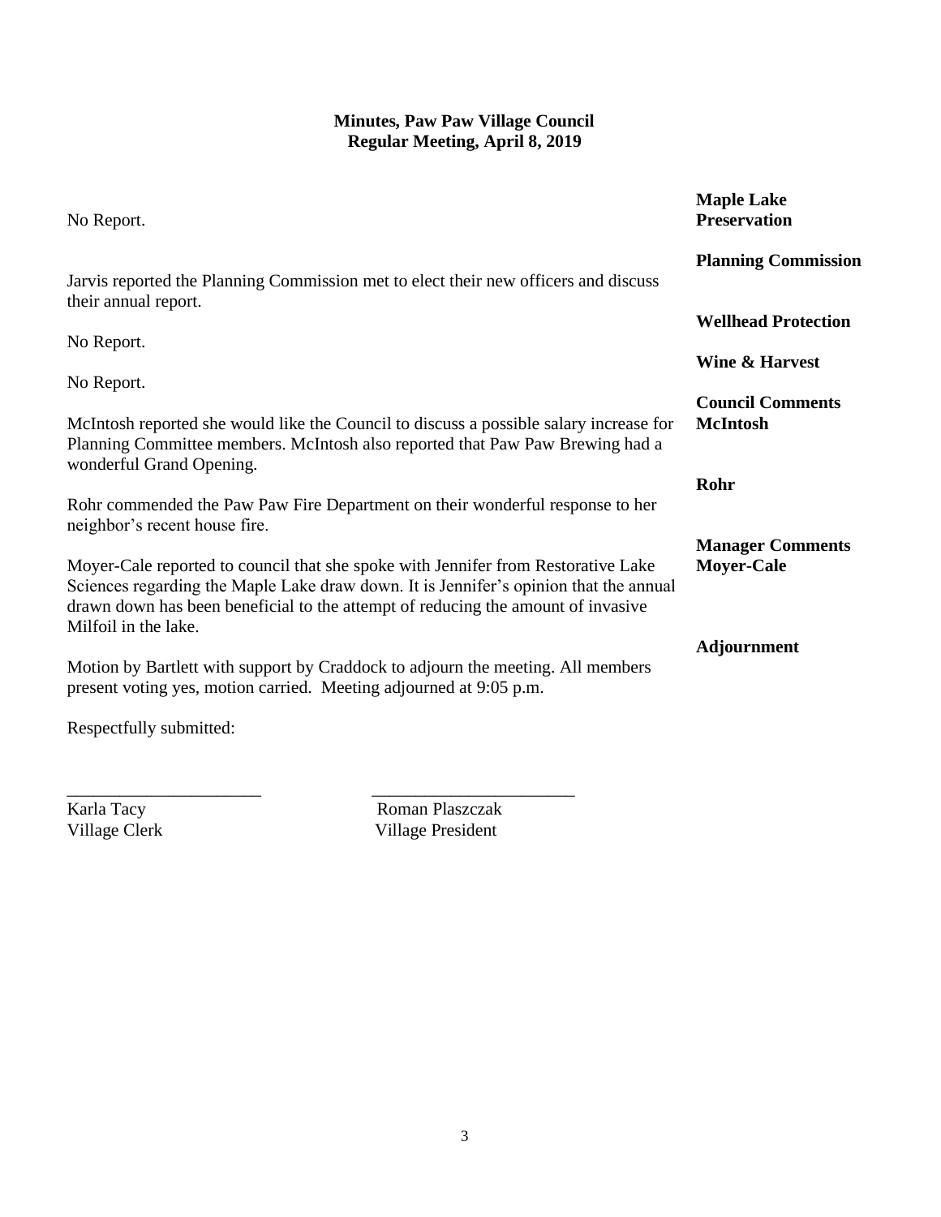**Minutes, Paw Paw Village Council**
**Regular Meeting, April 8, 2019**

**Maple Lake Preservation**

No Report.

**Planning Commission**

Jarvis reported the Planning Commission met to elect their new officers and discuss their annual report.

**Wellhead Protection**

No Report.

**Wine & Harvest**

No Report.

**Council Comments**

**McIntosh**

McIntosh reported she would like the Council to discuss a possible salary increase for Planning Committee members. McIntosh also reported that Paw Paw Brewing had a wonderful Grand Opening.

**Rohr**

Rohr commended the Paw Paw Fire Department on their wonderful response to her neighbor's recent house fire.

**Manager Comments**

**Moyer-Cale**

Moyer-Cale reported to council that she spoke with Jennifer from Restorative Lake Sciences regarding the Maple Lake draw down. It is Jennifer's opinion that the annual drawn down has been beneficial to the attempt of reducing the amount of invasive Milfoil in the lake.

**Adjournment**

Motion by Bartlett with support by Craddock to adjourn the meeting. All members present voting yes, motion carried. Meeting adjourned at 9:05 p.m.

Respectfully submitted:

______________________ ______________________

Karla Tacy — Village Clerk

Roman Plaszczak — Village President